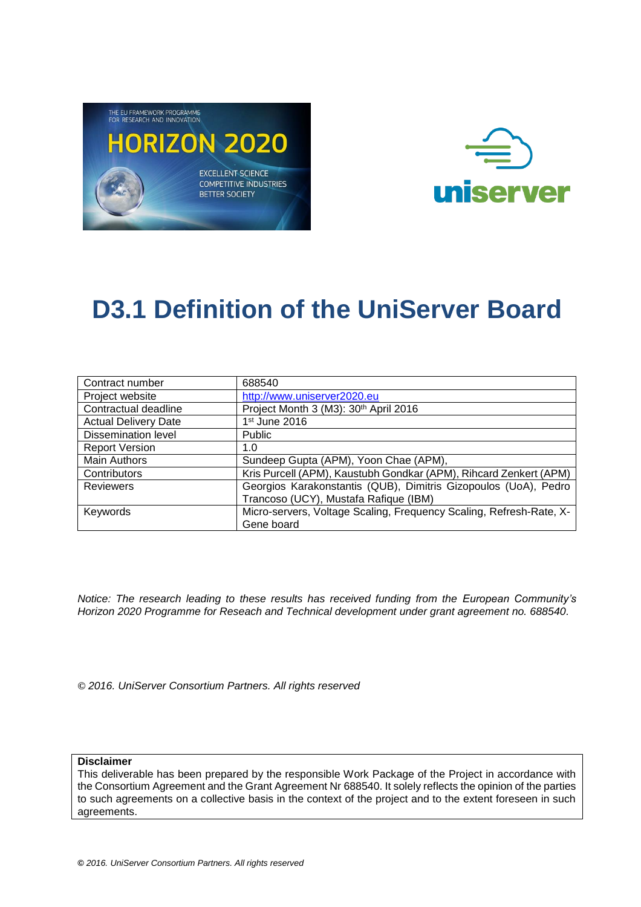# D3.1 Definition of the UniServer Board

| Contract number | 688540 |
|---|---|
| Project website | http://www.uniserver2020.eu |
| Contractual deadline | Project Month 3 (M3): 30th April 2016 |
| Actual Delivery Date | 1st June 2016 |
| Dissemination level | Public |
| Report Version | 1.0 |
| Main Authors | Sundeep Gupta (APM), Yoon Chae (APM), |
| Contributors | Kris Purcell (APM), Kaustubh Gondkar (APM), Rihcard Zenkert (APM) |
| Reviewers | Georgios Karakonstantis (QUB), Dimitris Gizopoulos (UoA), Pedro Trancoso (UCY), Mustafa Rafique (IBM) |
| Keywords | Micro-servers, Voltage Scaling, Frequency Scaling, Refresh-Rate, X-Gene board |

*Notice: The research leading to these results has received funding from the European Community's Horizon 2020 Programme for Reseach and Technical development under grant agreement no. 688540.*

*© 2016. UniServer Consortium Partners. All rights reserved*

**Disclaimer**
This deliverable has been prepared by the responsible Work Package of the Project in accordance with the Consortium Agreement and the Grant Agreement Nr 688540. It solely reflects the opinion of the parties to such agreements on a collective basis in the context of the project and to the extent foreseen in such agreements.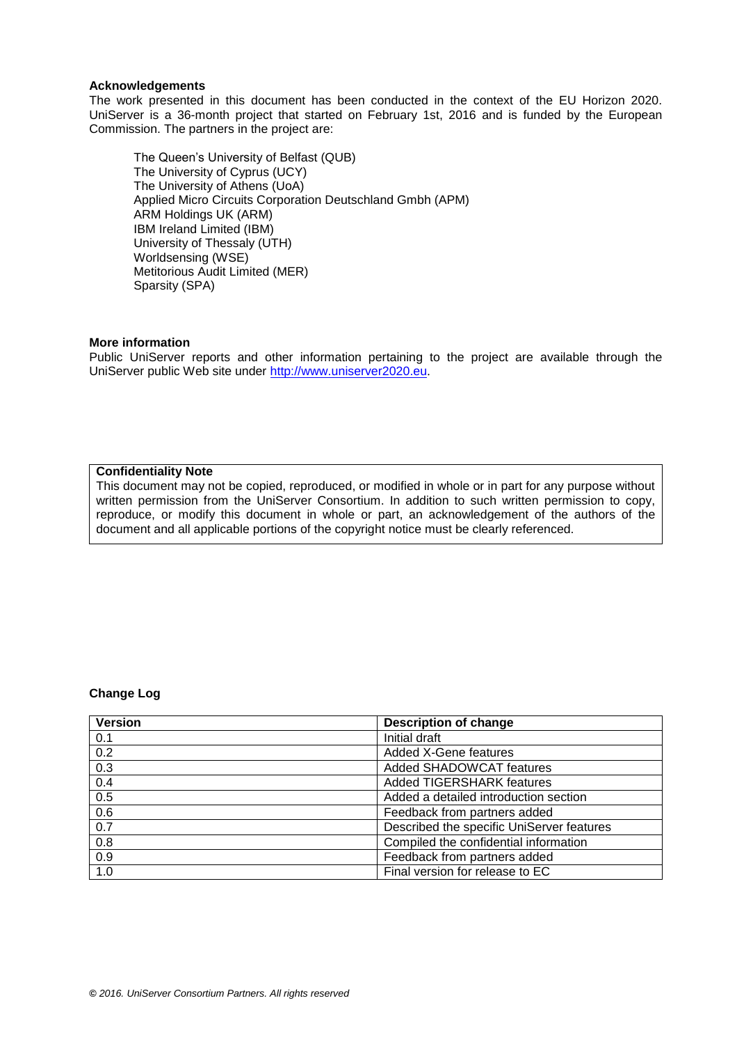**Acknowledgements**

The work presented in this document has been conducted in the context of the EU Horizon 2020. UniServer is a 36-month project that started on February 1st, 2016 and is funded by the European Commission. The partners in the project are:

The Queen's University of Belfast (QUB)
The University of Cyprus (UCY)
The University of Athens (UoA)
Applied Micro Circuits Corporation Deutschland Gmbh (APM)
ARM Holdings UK (ARM)
IBM Ireland Limited (IBM)
University of Thessaly (UTH)
Worldsensing (WSE)
Metitorious Audit Limited (MER)
Sparsity (SPA)

**More information**

Public UniServer reports and other information pertaining to the project are available through the UniServer public Web site under http://www.uniserver2020.eu.

**Confidentiality Note**

This document may not be copied, reproduced, or modified in whole or in part for any purpose without written permission from the UniServer Consortium. In addition to such written permission to copy, reproduce, or modify this document in whole or part, an acknowledgement of the authors of the document and all applicable portions of the copyright notice must be clearly referenced.

**Change Log**

| Version | Description of change |
|---|---|
| 0.1 | Initial draft |
| 0.2 | Added X-Gene features |
| 0.3 | Added SHADOWCAT features |
| 0.4 | Added TIGERSHARK features |
| 0.5 | Added a detailed introduction section |
| 0.6 | Feedback from partners added |
| 0.7 | Described the specific UniServer features |
| 0.8 | Compiled the confidential information |
| 0.9 | Feedback from partners added |
| 1.0 | Final version for release to EC |

*© 2016. UniServer Consortium Partners. All rights reserved*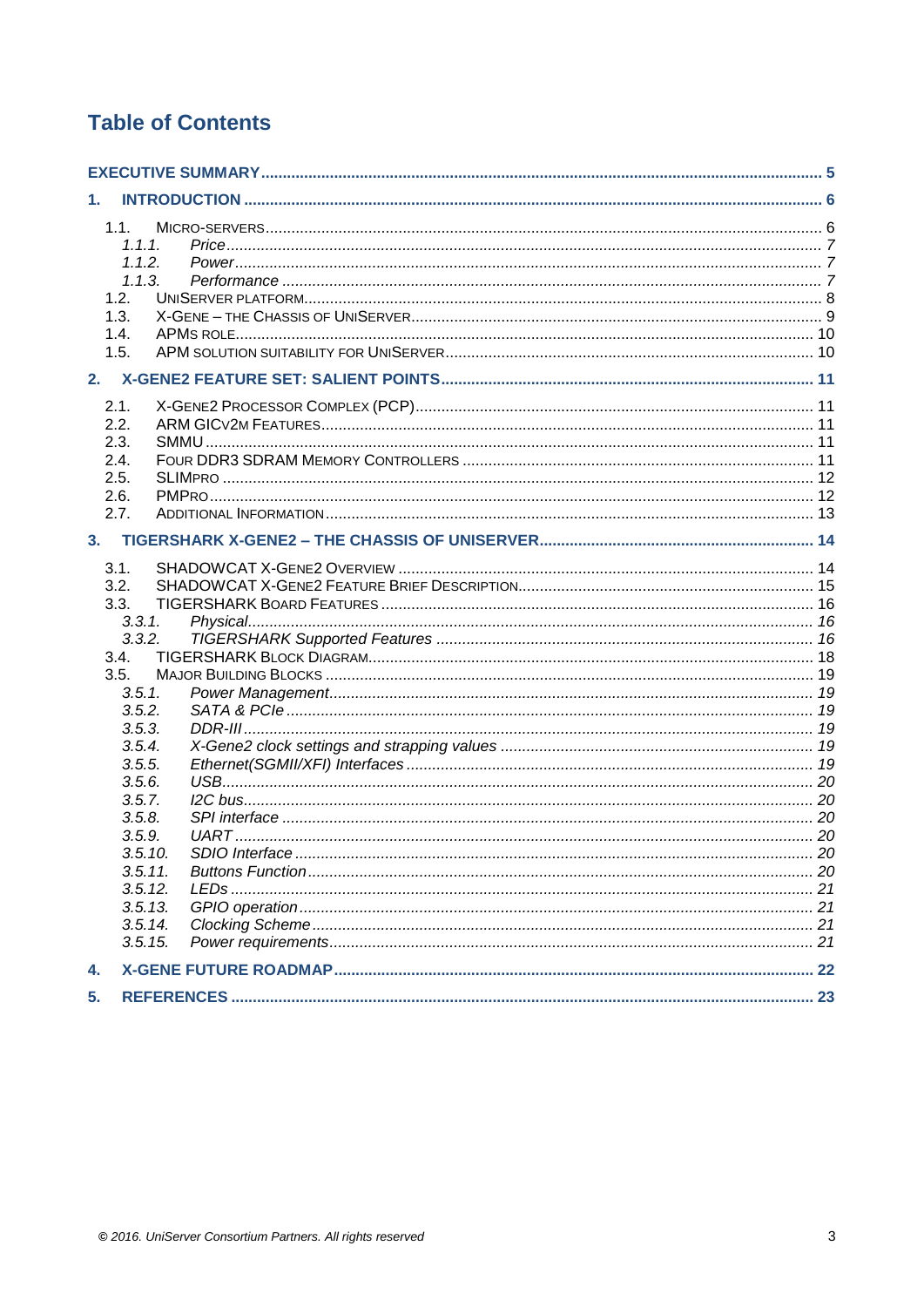# Table of Contents

**EXECUTIVE SUMMARY** ........ 5

**1. INTRODUCTION** ........ 6

- 1.1. MICRO-SERVERS ........ 6
  - *1.1.1. Price* ........ 7
  - *1.1.2. Power* ........ 7
  - *1.1.3. Performance* ........ 7
- 1.2. UNISERVER PLATFORM ........ 8
- 1.3. X-GENE – THE CHASSIS OF UNISERVER ........ 9
- 1.4. APMS ROLE ........ 10
- 1.5. APM SOLUTION SUITABILITY FOR UNISERVER ........ 10

**2. X-GENE2 FEATURE SET: SALIENT POINTS** ........ 11

- 2.1. X-GENE2 PROCESSOR COMPLEX (PCP) ........ 11
- 2.2. ARM GICV2M FEATURES ........ 11
- 2.3. SMMU ........ 11
- 2.4. FOUR DDR3 SDRAM MEMORY CONTROLLERS ........ 11
- 2.5. SLIMPRO ........ 12
- 2.6. PMPRO ........ 12
- 2.7. ADDITIONAL INFORMATION ........ 13

**3. TIGERSHARK X-GENE2 – THE CHASSIS OF UNISERVER** ........ 14

- 3.1. SHADOWCAT X-GENE2 OVERVIEW ........ 14
- 3.2. SHADOWCAT X-GENE2 FEATURE BRIEF DESCRIPTION ........ 15
- 3.3. TIGERSHARK BOARD FEATURES ........ 16
  - *3.3.1. Physical* ........ 16
  - *3.3.2. TIGERSHARK Supported Features* ........ 16
- 3.4. TIGERSHARK BLOCK DIAGRAM ........ 18
- 3.5. MAJOR BUILDING BLOCKS ........ 19
  - *3.5.1. Power Management* ........ 19
  - *3.5.2. SATA & PCIe* ........ 19
  - *3.5.3. DDR-III* ........ 19
  - *3.5.4. X-Gene2 clock settings and strapping values* ........ 19
  - *3.5.5. Ethernet(SGMII/XFI) Interfaces* ........ 19
  - *3.5.6. USB* ........ 20
  - *3.5.7. I2C bus* ........ 20
  - *3.5.8. SPI interface* ........ 20
  - *3.5.9. UART* ........ 20
  - *3.5.10. SDIO Interface* ........ 20
  - *3.5.11. Buttons Function* ........ 20
  - *3.5.12. LEDs* ........ 21
  - *3.5.13. GPIO operation* ........ 21
  - *3.5.14. Clocking Scheme* ........ 21
  - *3.5.15. Power requirements* ........ 21

**4. X-GENE FUTURE ROADMAP** ........ 22

**5. REFERENCES** ........ 23

*© 2016. UniServer Consortium Partners. All rights reserved*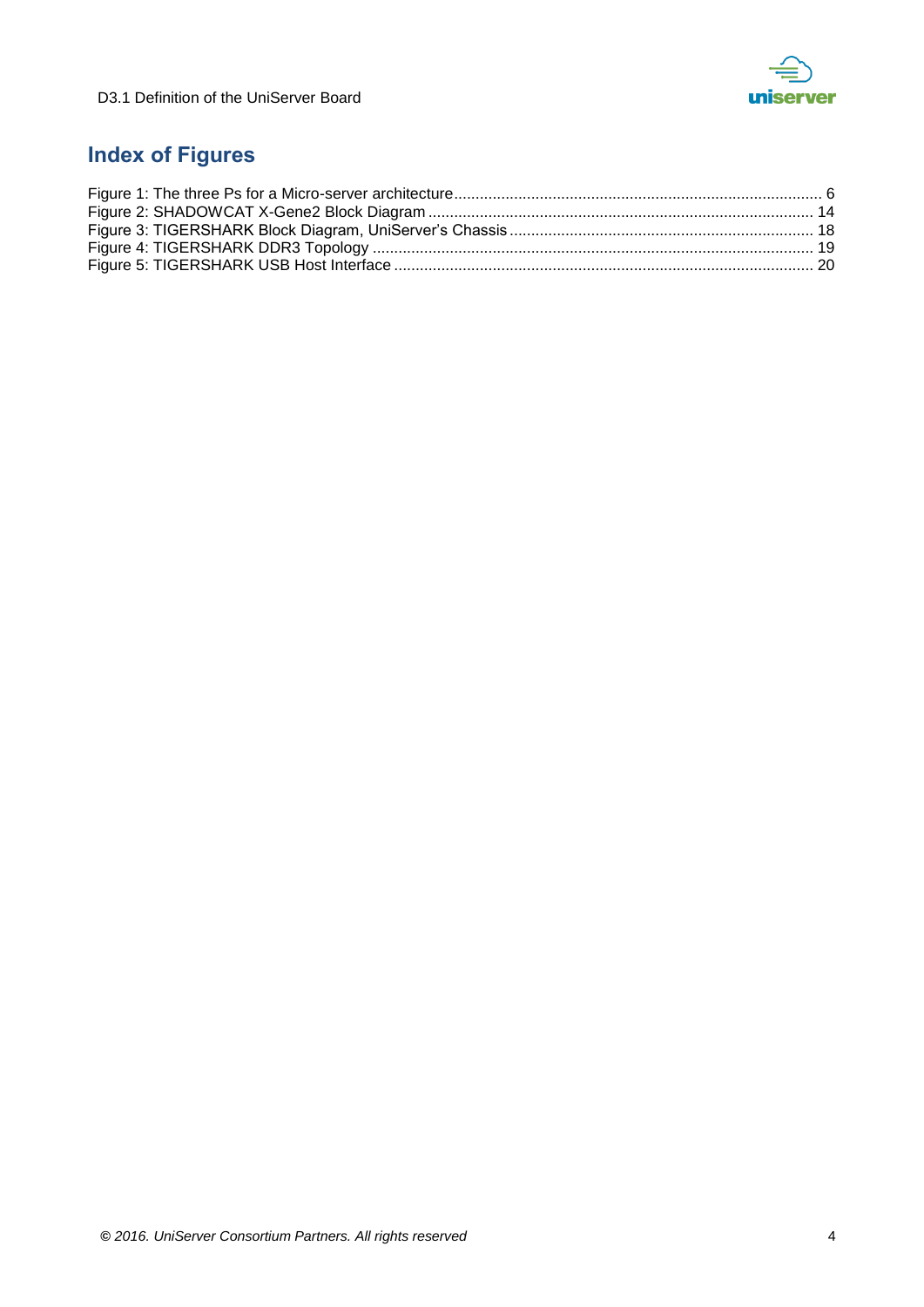# Index of Figures

Figure 1: The three Ps for a Micro-server architecture ........ 6
Figure 2: SHADOWCAT X-Gene2 Block Diagram ........ 14
Figure 3: TIGERSHARK Block Diagram, UniServer's Chassis ........ 18
Figure 4: TIGERSHARK DDR3 Topology ........ 19
Figure 5: TIGERSHARK USB Host Interface ........ 20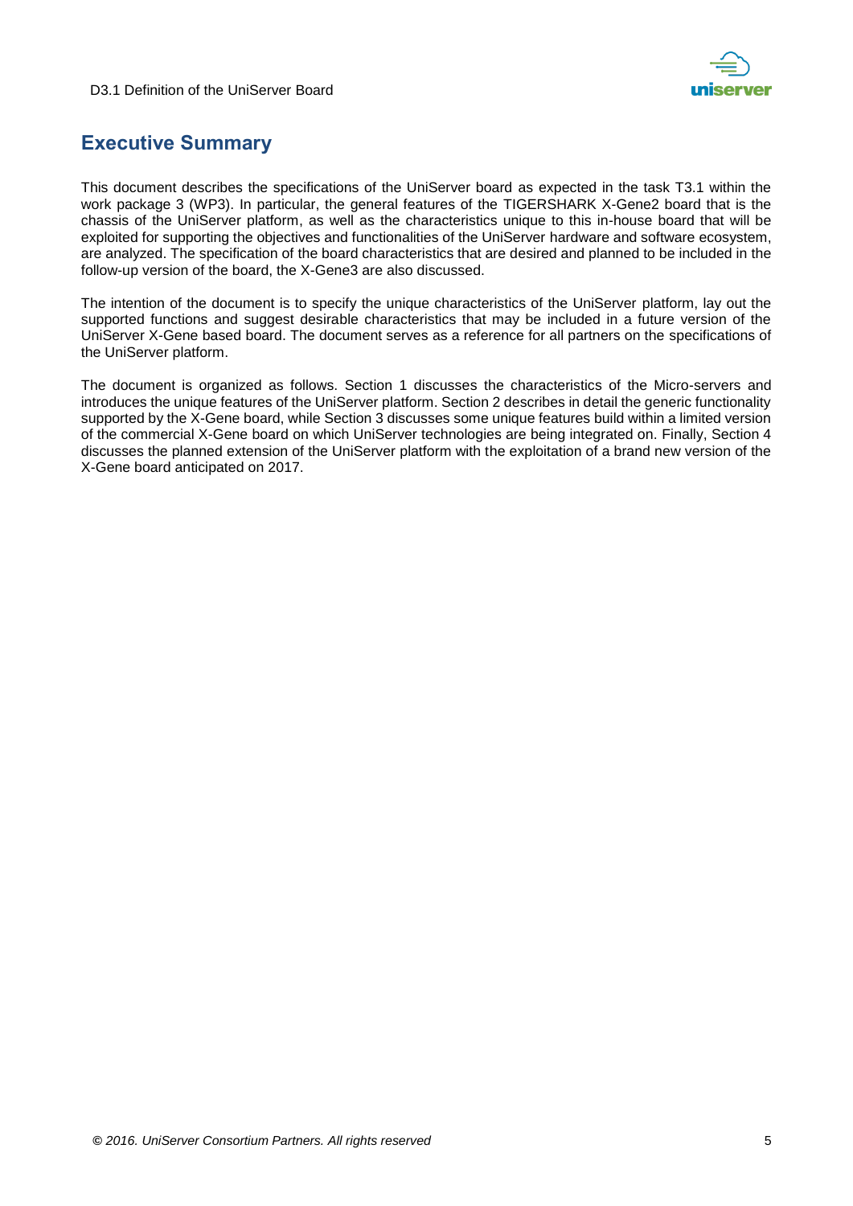# Executive Summary

This document describes the specifications of the UniServer board as expected in the task T3.1 within the work package 3 (WP3). In particular, the general features of the TIGERSHARK X-Gene2 board that is the chassis of the UniServer platform, as well as the characteristics unique to this in-house board that will be exploited for supporting the objectives and functionalities of the UniServer hardware and software ecosystem, are analyzed. The specification of the board characteristics that are desired and planned to be included in the follow-up version of the board, the X-Gene3 are also discussed.

The intention of the document is to specify the unique characteristics of the UniServer platform, lay out the supported functions and suggest desirable characteristics that may be included in a future version of the UniServer X-Gene based board. The document serves as a reference for all partners on the specifications of the UniServer platform.

The document is organized as follows. Section 1 discusses the characteristics of the Micro-servers and introduces the unique features of the UniServer platform. Section 2 describes in detail the generic functionality supported by the X-Gene board, while Section 3 discusses some unique features build within a limited version of the commercial X-Gene board on which UniServer technologies are being integrated on. Finally, Section 4 discusses the planned extension of the UniServer platform with the exploitation of a brand new version of the X-Gene board anticipated on 2017.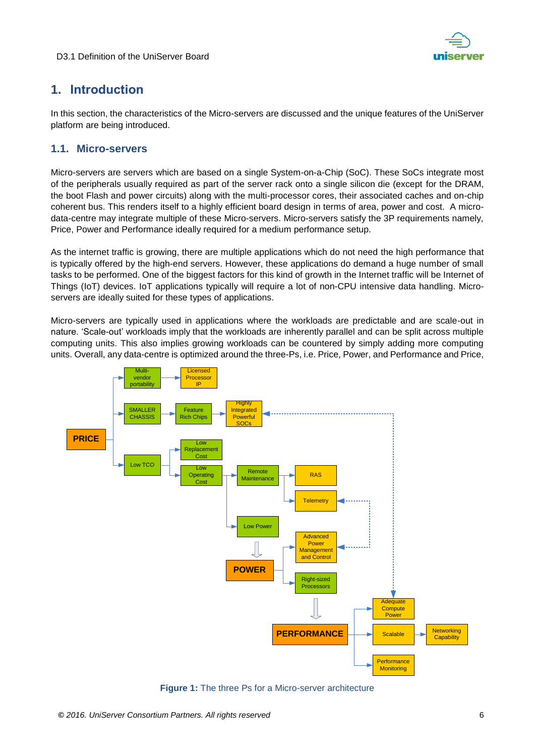# 1. Introduction

In this section, the characteristics of the Micro-servers are discussed and the unique features of the UniServer platform are being introduced.

## 1.1. Micro-servers

Micro-servers are servers which are based on a single System-on-a-Chip (SoC). These SoCs integrate most of the peripherals usually required as part of the server rack onto a single silicon die (except for the DRAM, the boot Flash and power circuits) along with the multi-processor cores, their associated caches and on-chip coherent bus. This renders itself to a highly efficient board design in terms of area, power and cost. A micro-data-centre may integrate multiple of these Micro-servers. Micro-servers satisfy the 3P requirements namely, Price, Power and Performance ideally required for a medium performance setup.

As the internet traffic is growing, there are multiple applications which do not need the high performance that is typically offered by the high-end servers. However, these applications do demand a huge number of small tasks to be performed. One of the biggest factors for this kind of growth in the Internet traffic will be Internet of Things (IoT) devices. IoT applications typically will require a lot of non-CPU intensive data handling. Micro-servers are ideally suited for these types of applications.

Micro-servers are typically used in applications where the workloads are predictable and are scale-out in nature. 'Scale-out' workloads imply that the workloads are inherently parallel and can be split across multiple computing units. This also implies growing workloads can be countered by simply adding more computing units. Overall, any data-centre is optimized around the three-Ps, i.e. Price, Power, and Performance and Price,

**Figure 1:** The three Ps for a Micro-server architecture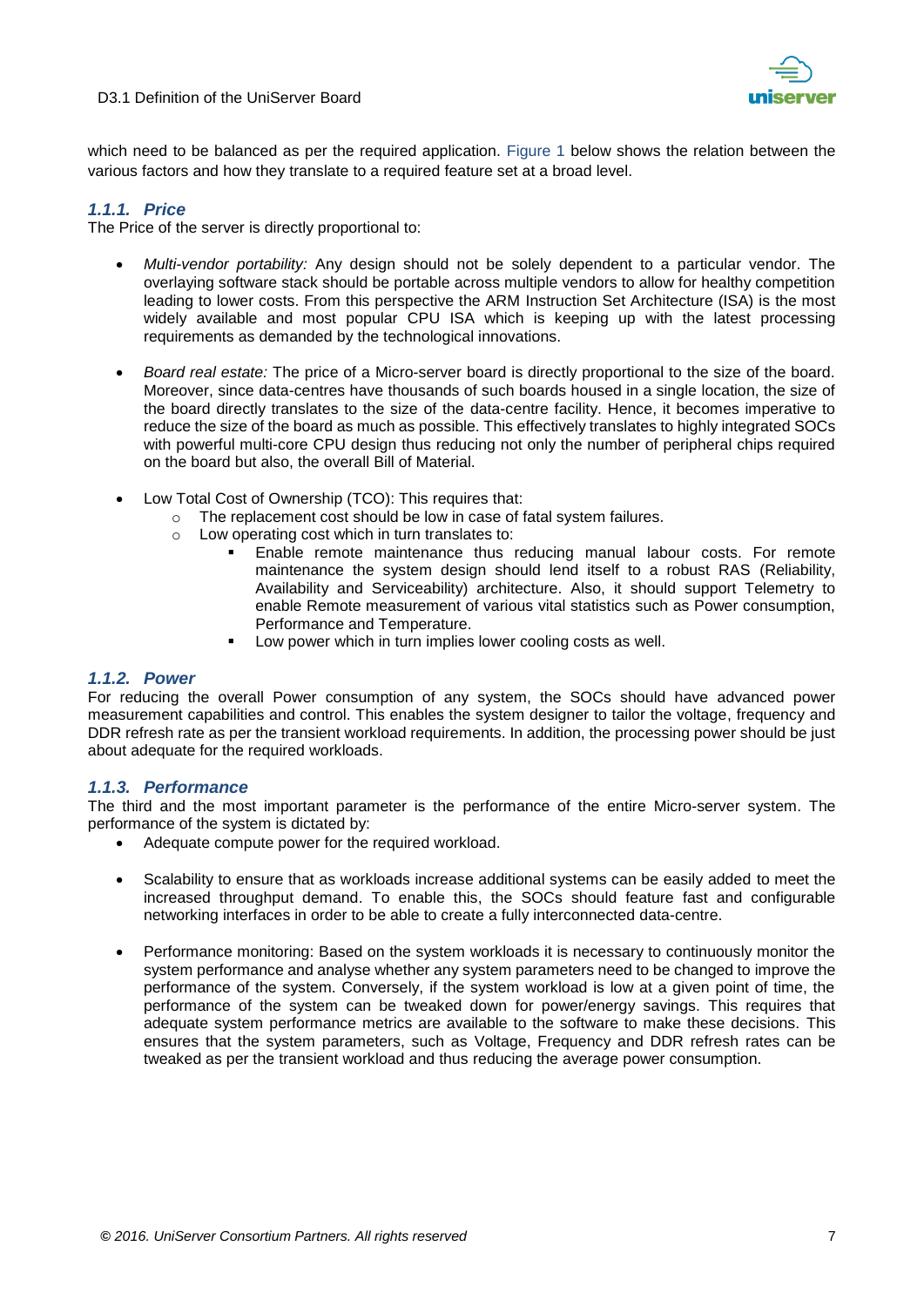which need to be balanced as per the required application. Figure 1 below shows the relation between the various factors and how they translate to a required feature set at a broad level.

### *1.1.1. Price*

The Price of the server is directly proportional to:

- *Multi-vendor portability:* Any design should not be solely dependent to a particular vendor. The overlaying software stack should be portable across multiple vendors to allow for healthy competition leading to lower costs. From this perspective the ARM Instruction Set Architecture (ISA) is the most widely available and most popular CPU ISA which is keeping up with the latest processing requirements as demanded by the technological innovations.

- *Board real estate:* The price of a Micro-server board is directly proportional to the size of the board. Moreover, since data-centres have thousands of such boards housed in a single location, the size of the board directly translates to the size of the data-centre facility. Hence, it becomes imperative to reduce the size of the board as much as possible. This effectively translates to highly integrated SOCs with powerful multi-core CPU design thus reducing not only the number of peripheral chips required on the board but also, the overall Bill of Material.

- Low Total Cost of Ownership (TCO): This requires that:
  - The replacement cost should be low in case of fatal system failures.
  - Low operating cost which in turn translates to:
    - Enable remote maintenance thus reducing manual labour costs. For remote maintenance the system design should lend itself to a robust RAS (Reliability, Availability and Serviceability) architecture. Also, it should support Telemetry to enable Remote measurement of various vital statistics such as Power consumption, Performance and Temperature.
    - Low power which in turn implies lower cooling costs as well.

### *1.1.2. Power*

For reducing the overall Power consumption of any system, the SOCs should have advanced power measurement capabilities and control. This enables the system designer to tailor the voltage, frequency and DDR refresh rate as per the transient workload requirements. In addition, the processing power should be just about adequate for the required workloads.

### *1.1.3. Performance*

The third and the most important parameter is the performance of the entire Micro-server system. The performance of the system is dictated by:

- Adequate compute power for the required workload.

- Scalability to ensure that as workloads increase additional systems can be easily added to meet the increased throughput demand. To enable this, the SOCs should feature fast and configurable networking interfaces in order to be able to create a fully interconnected data-centre.

- Performance monitoring: Based on the system workloads it is necessary to continuously monitor the system performance and analyse whether any system parameters need to be changed to improve the performance of the system. Conversely, if the system workload is low at a given point of time, the performance of the system can be tweaked down for power/energy savings. This requires that adequate system performance metrics are available to the software to make these decisions. This ensures that the system parameters, such as Voltage, Frequency and DDR refresh rates can be tweaked as per the transient workload and thus reducing the average power consumption.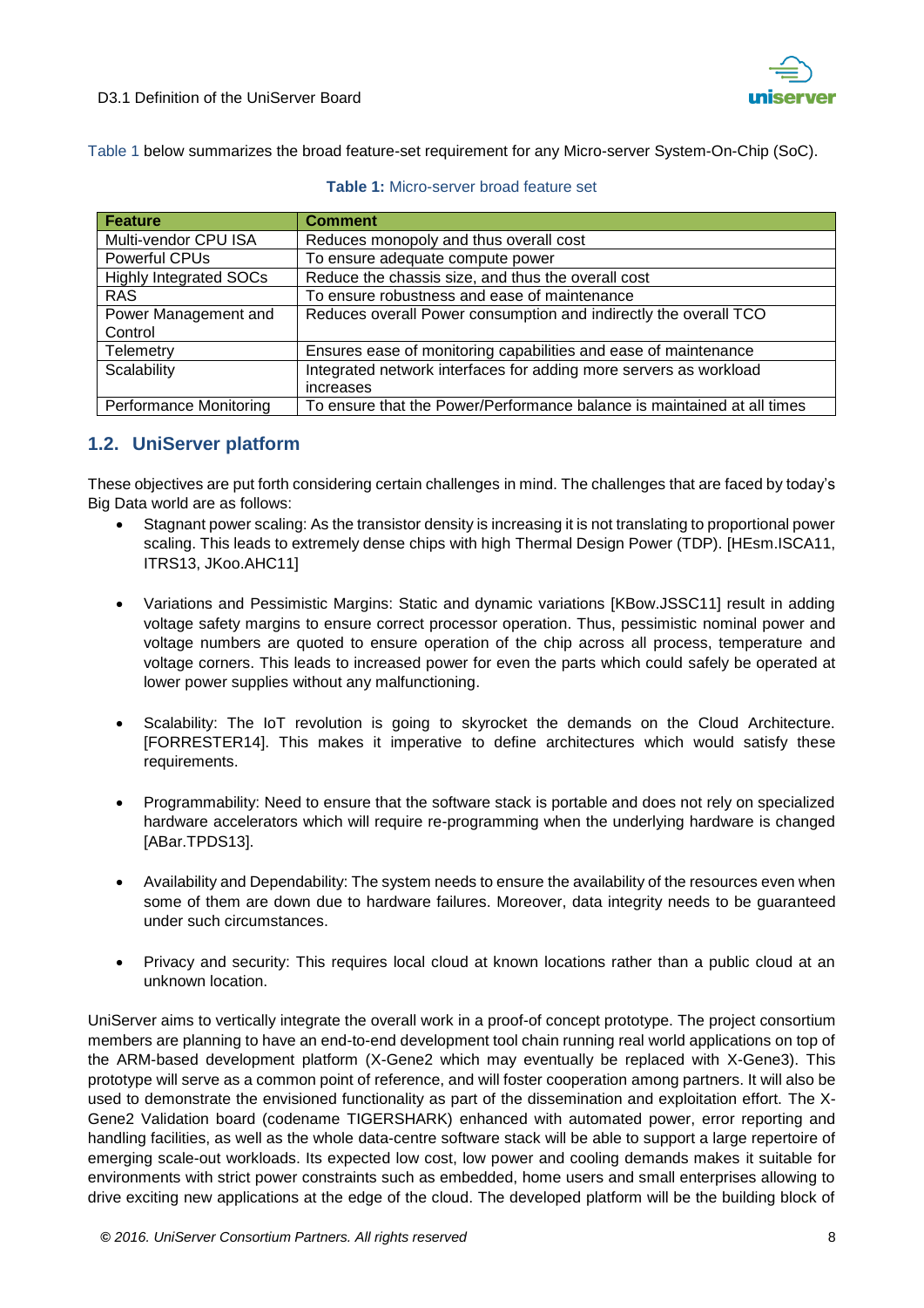Table 1 below summarizes the broad feature-set requirement for any Micro-server System-On-Chip (SoC).

**Table 1:** Micro-server broad feature set

| Feature | Comment |
| --- | --- |
| Multi-vendor CPU ISA | Reduces monopoly and thus overall cost |
| Powerful CPUs | To ensure adequate compute power |
| Highly Integrated SOCs | Reduce the chassis size, and thus the overall cost |
| RAS | To ensure robustness and ease of maintenance |
| Power Management and Control | Reduces overall Power consumption and indirectly the overall TCO |
| Telemetry | Ensures ease of monitoring capabilities and ease of maintenance |
| Scalability | Integrated network interfaces for adding more servers as workload increases |
| Performance Monitoring | To ensure that the Power/Performance balance is maintained at all times |

## 1.2. UniServer platform

These objectives are put forth considering certain challenges in mind. The challenges that are faced by today's Big Data world are as follows:

- Stagnant power scaling: As the transistor density is increasing it is not translating to proportional power scaling. This leads to extremely dense chips with high Thermal Design Power (TDP). [HEsm.ISCA11, ITRS13, JKoo.AHC11]
- Variations and Pessimistic Margins: Static and dynamic variations [KBow.JSSC11] result in adding voltage safety margins to ensure correct processor operation. Thus, pessimistic nominal power and voltage numbers are quoted to ensure operation of the chip across all process, temperature and voltage corners. This leads to increased power for even the parts which could safely be operated at lower power supplies without any malfunctioning.
- Scalability: The IoT revolution is going to skyrocket the demands on the Cloud Architecture. [FORRESTER14]. This makes it imperative to define architectures which would satisfy these requirements.
- Programmability: Need to ensure that the software stack is portable and does not rely on specialized hardware accelerators which will require re-programming when the underlying hardware is changed [ABar.TPDS13].
- Availability and Dependability: The system needs to ensure the availability of the resources even when some of them are down due to hardware failures. Moreover, data integrity needs to be guaranteed under such circumstances.
- Privacy and security: This requires local cloud at known locations rather than a public cloud at an unknown location.

UniServer aims to vertically integrate the overall work in a proof-of concept prototype. The project consortium members are planning to have an end-to-end development tool chain running real world applications on top of the ARM-based development platform (X-Gene2 which may eventually be replaced with X-Gene3). This prototype will serve as a common point of reference, and will foster cooperation among partners. It will also be used to demonstrate the envisioned functionality as part of the dissemination and exploitation effort. The X-Gene2 Validation board (codename TIGERSHARK) enhanced with automated power, error reporting and handling facilities, as well as the whole data-centre software stack will be able to support a large repertoire of emerging scale-out workloads. Its expected low cost, low power and cooling demands makes it suitable for environments with strict power constraints such as embedded, home users and small enterprises allowing to drive exciting new applications at the edge of the cloud. The developed platform will be the building block of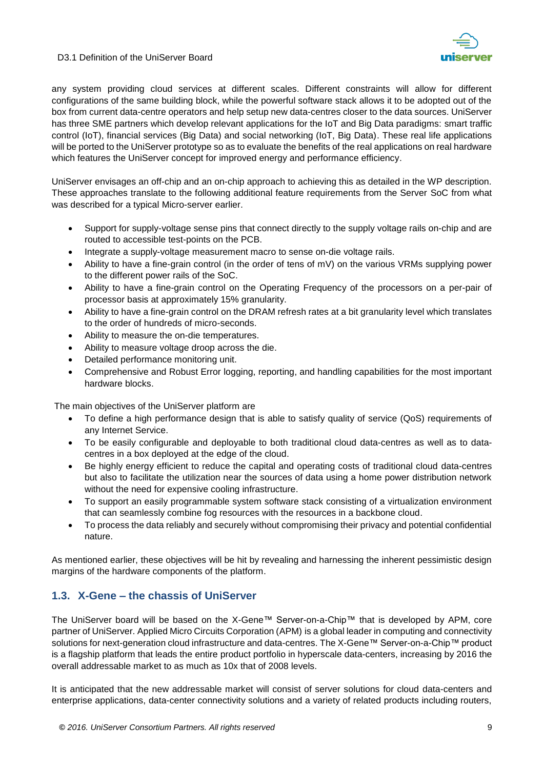any system providing cloud services at different scales. Different constraints will allow for different configurations of the same building block, while the powerful software stack allows it to be adopted out of the box from current data-centre operators and help setup new data-centres closer to the data sources. UniServer has three SME partners which develop relevant applications for the IoT and Big Data paradigms: smart traffic control (IoT), financial services (Big Data) and social networking (IoT, Big Data). These real life applications will be ported to the UniServer prototype so as to evaluate the benefits of the real applications on real hardware which features the UniServer concept for improved energy and performance efficiency.

UniServer envisages an off-chip and an on-chip approach to achieving this as detailed in the WP description. These approaches translate to the following additional feature requirements from the Server SoC from what was described for a typical Micro-server earlier.

- Support for supply-voltage sense pins that connect directly to the supply voltage rails on-chip and are routed to accessible test-points on the PCB.
- Integrate a supply-voltage measurement macro to sense on-die voltage rails.
- Ability to have a fine-grain control (in the order of tens of mV) on the various VRMs supplying power to the different power rails of the SoC.
- Ability to have a fine-grain control on the Operating Frequency of the processors on a per-pair of processor basis at approximately 15% granularity.
- Ability to have a fine-grain control on the DRAM refresh rates at a bit granularity level which translates to the order of hundreds of micro-seconds.
- Ability to measure the on-die temperatures.
- Ability to measure voltage droop across the die.
- Detailed performance monitoring unit.
- Comprehensive and Robust Error logging, reporting, and handling capabilities for the most important hardware blocks.

The main objectives of the UniServer platform are

- To define a high performance design that is able to satisfy quality of service (QoS) requirements of any Internet Service.
- To be easily configurable and deployable to both traditional cloud data-centres as well as to data-centres in a box deployed at the edge of the cloud.
- Be highly energy efficient to reduce the capital and operating costs of traditional cloud data-centres but also to facilitate the utilization near the sources of data using a home power distribution network without the need for expensive cooling infrastructure.
- To support an easily programmable system software stack consisting of a virtualization environment that can seamlessly combine fog resources with the resources in a backbone cloud.
- To process the data reliably and securely without compromising their privacy and potential confidential nature.

As mentioned earlier, these objectives will be hit by revealing and harnessing the inherent pessimistic design margins of the hardware components of the platform.

## 1.3. X-Gene – the chassis of UniServer

The UniServer board will be based on the X-Gene™ Server-on-a-Chip™ that is developed by APM, core partner of UniServer. Applied Micro Circuits Corporation (APM) is a global leader in computing and connectivity solutions for next-generation cloud infrastructure and data-centres. The X-Gene™ Server-on-a-Chip™ product is a flagship platform that leads the entire product portfolio in hyperscale data-centers, increasing by 2016 the overall addressable market to as much as 10x that of 2008 levels.

It is anticipated that the new addressable market will consist of server solutions for cloud data-centers and enterprise applications, data-center connectivity solutions and a variety of related products including routers,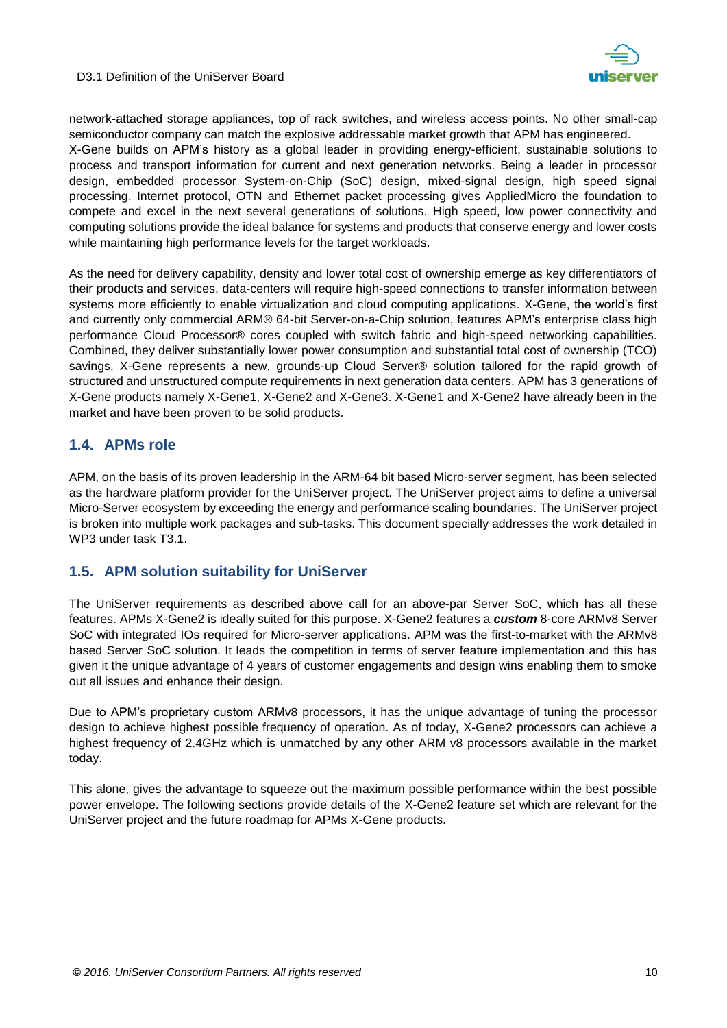network-attached storage appliances, top of rack switches, and wireless access points. No other small-cap semiconductor company can match the explosive addressable market growth that APM has engineered.
X-Gene builds on APM's history as a global leader in providing energy-efficient, sustainable solutions to process and transport information for current and next generation networks. Being a leader in processor design, embedded processor System-on-Chip (SoC) design, mixed-signal design, high speed signal processing, Internet protocol, OTN and Ethernet packet processing gives AppliedMicro the foundation to compete and excel in the next several generations of solutions. High speed, low power connectivity and computing solutions provide the ideal balance for systems and products that conserve energy and lower costs while maintaining high performance levels for the target workloads.

As the need for delivery capability, density and lower total cost of ownership emerge as key differentiators of their products and services, data-centers will require high-speed connections to transfer information between systems more efficiently to enable virtualization and cloud computing applications. X-Gene, the world's first and currently only commercial ARM® 64-bit Server-on-a-Chip solution, features APM's enterprise class high performance Cloud Processor® cores coupled with switch fabric and high-speed networking capabilities. Combined, they deliver substantially lower power consumption and substantial total cost of ownership (TCO) savings. X-Gene represents a new, grounds-up Cloud Server® solution tailored for the rapid growth of structured and unstructured compute requirements in next generation data centers. APM has 3 generations of X-Gene products namely X-Gene1, X-Gene2 and X-Gene3. X-Gene1 and X-Gene2 have already been in the market and have been proven to be solid products.

## 1.4. APMs role

APM, on the basis of its proven leadership in the ARM-64 bit based Micro-server segment, has been selected as the hardware platform provider for the UniServer project. The UniServer project aims to define a universal Micro-Server ecosystem by exceeding the energy and performance scaling boundaries. The UniServer project is broken into multiple work packages and sub-tasks. This document specially addresses the work detailed in WP3 under task T3.1.

## 1.5. APM solution suitability for UniServer

The UniServer requirements as described above call for an above-par Server SoC, which has all these features. APMs X-Gene2 is ideally suited for this purpose. X-Gene2 features a ***custom*** 8-core ARMv8 Server SoC with integrated IOs required for Micro-server applications. APM was the first-to-market with the ARMv8 based Server SoC solution. It leads the competition in terms of server feature implementation and this has given it the unique advantage of 4 years of customer engagements and design wins enabling them to smoke out all issues and enhance their design.

Due to APM's proprietary custom ARMv8 processors, it has the unique advantage of tuning the processor design to achieve highest possible frequency of operation. As of today, X-Gene2 processors can achieve a highest frequency of 2.4GHz which is unmatched by any other ARM v8 processors available in the market today.

This alone, gives the advantage to squeeze out the maximum possible performance within the best possible power envelope. The following sections provide details of the X-Gene2 feature set which are relevant for the UniServer project and the future roadmap for APMs X-Gene products.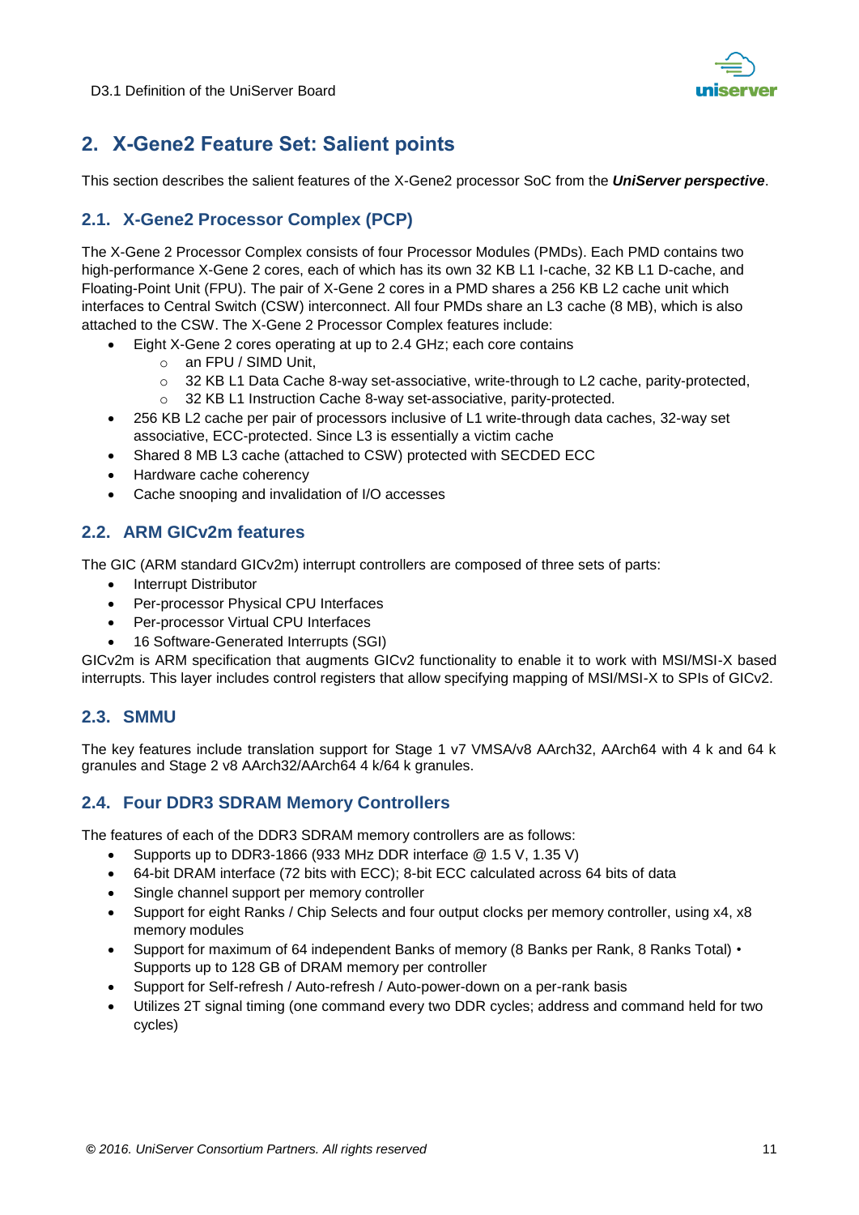## 2. X-Gene2 Feature Set: Salient points

This section describes the salient features of the X-Gene2 processor SoC from the ***UniServer perspective***.

### 2.1. X-Gene2 Processor Complex (PCP)

The X-Gene 2 Processor Complex consists of four Processor Modules (PMDs). Each PMD contains two high-performance X-Gene 2 cores, each of which has its own 32 KB L1 I-cache, 32 KB L1 D-cache, and Floating-Point Unit (FPU). The pair of X-Gene 2 cores in a PMD shares a 256 KB L2 cache unit which interfaces to Central Switch (CSW) interconnect. All four PMDs share an L3 cache (8 MB), which is also attached to the CSW. The X-Gene 2 Processor Complex features include:

- Eight X-Gene 2 cores operating at up to 2.4 GHz; each core contains
  - an FPU / SIMD Unit,
  - 32 KB L1 Data Cache 8-way set-associative, write-through to L2 cache, parity-protected,
  - 32 KB L1 Instruction Cache 8-way set-associative, parity-protected.
- 256 KB L2 cache per pair of processors inclusive of L1 write-through data caches, 32-way set associative, ECC-protected. Since L3 is essentially a victim cache
- Shared 8 MB L3 cache (attached to CSW) protected with SECDED ECC
- Hardware cache coherency
- Cache snooping and invalidation of I/O accesses

### 2.2. ARM GICv2m features

The GIC (ARM standard GICv2m) interrupt controllers are composed of three sets of parts:

- Interrupt Distributor
- Per-processor Physical CPU Interfaces
- Per-processor Virtual CPU Interfaces
- 16 Software-Generated Interrupts (SGI)

GICv2m is ARM specification that augments GICv2 functionality to enable it to work with MSI/MSI-X based interrupts. This layer includes control registers that allow specifying mapping of MSI/MSI-X to SPIs of GICv2.

### 2.3. SMMU

The key features include translation support for Stage 1 v7 VMSA/v8 AArch32, AArch64 with 4 k and 64 k granules and Stage 2 v8 AArch32/AArch64 4 k/64 k granules.

### 2.4. Four DDR3 SDRAM Memory Controllers

The features of each of the DDR3 SDRAM memory controllers are as follows:

- Supports up to DDR3-1866 (933 MHz DDR interface @ 1.5 V, 1.35 V)
- 64-bit DRAM interface (72 bits with ECC); 8-bit ECC calculated across 64 bits of data
- Single channel support per memory controller
- Support for eight Ranks / Chip Selects and four output clocks per memory controller, using x4, x8 memory modules
- Support for maximum of 64 independent Banks of memory (8 Banks per Rank, 8 Ranks Total) • Supports up to 128 GB of DRAM memory per controller
- Support for Self-refresh / Auto-refresh / Auto-power-down on a per-rank basis
- Utilizes 2T signal timing (one command every two DDR cycles; address and command held for two cycles)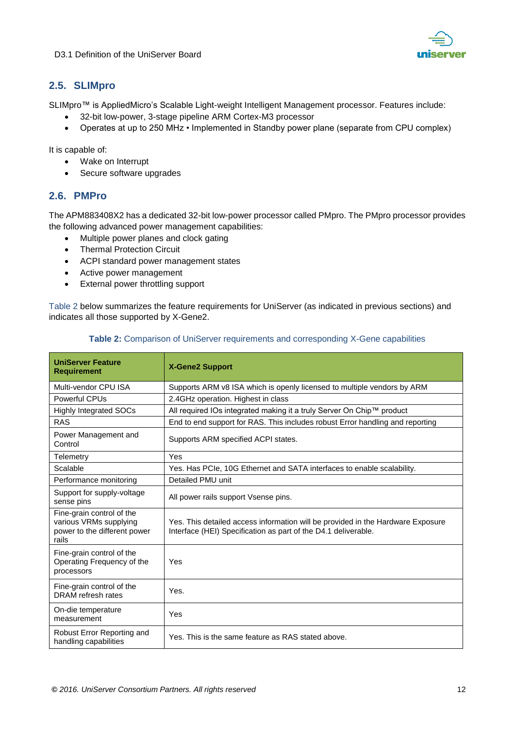## 2.5. SLIMpro

SLIMpro™ is AppliedMicro's Scalable Light-weight Intelligent Management processor. Features include:

- 32-bit low-power, 3-stage pipeline ARM Cortex-M3 processor
- Operates at up to 250 MHz • Implemented in Standby power plane (separate from CPU complex)

It is capable of:

- Wake on Interrupt
- Secure software upgrades

## 2.6. PMPro

The APM883408X2 has a dedicated 32-bit low-power processor called PMpro. The PMpro processor provides the following advanced power management capabilities:

- Multiple power planes and clock gating
- Thermal Protection Circuit
- ACPI standard power management states
- Active power management
- External power throttling support

Table 2 below summarizes the feature requirements for UniServer (as indicated in previous sections) and indicates all those supported by X-Gene2.

**Table 2:** Comparison of UniServer requirements and corresponding X-Gene capabilities

| UniServer Feature Requirement | X-Gene2 Support |
|---|---|
| Multi-vendor CPU ISA | Supports ARM v8 ISA which is openly licensed to multiple vendors by ARM |
| Powerful CPUs | 2.4GHz operation. Highest in class |
| Highly Integrated SOCs | All required IOs integrated making it a truly Server On Chip™ product |
| RAS | End to end support for RAS. This includes robust Error handling and reporting |
| Power Management and Control | Supports ARM specified ACPI states. |
| Telemetry | Yes |
| Scalable | Yes. Has PCIe, 10G Ethernet and SATA interfaces to enable scalability. |
| Performance monitoring | Detailed PMU unit |
| Support for supply-voltage sense pins | All power rails support Vsense pins. |
| Fine-grain control of the various VRMs supplying power to the different power rails | Yes. This detailed access information will be provided in the Hardware Exposure Interface (HEI) Specification as part of the D4.1 deliverable. |
| Fine-grain control of the Operating Frequency of the processors | Yes |
| Fine-grain control of the DRAM refresh rates | Yes. |
| On-die temperature measurement | Yes |
| Robust Error Reporting and handling capabilities | Yes. This is the same feature as RAS stated above. |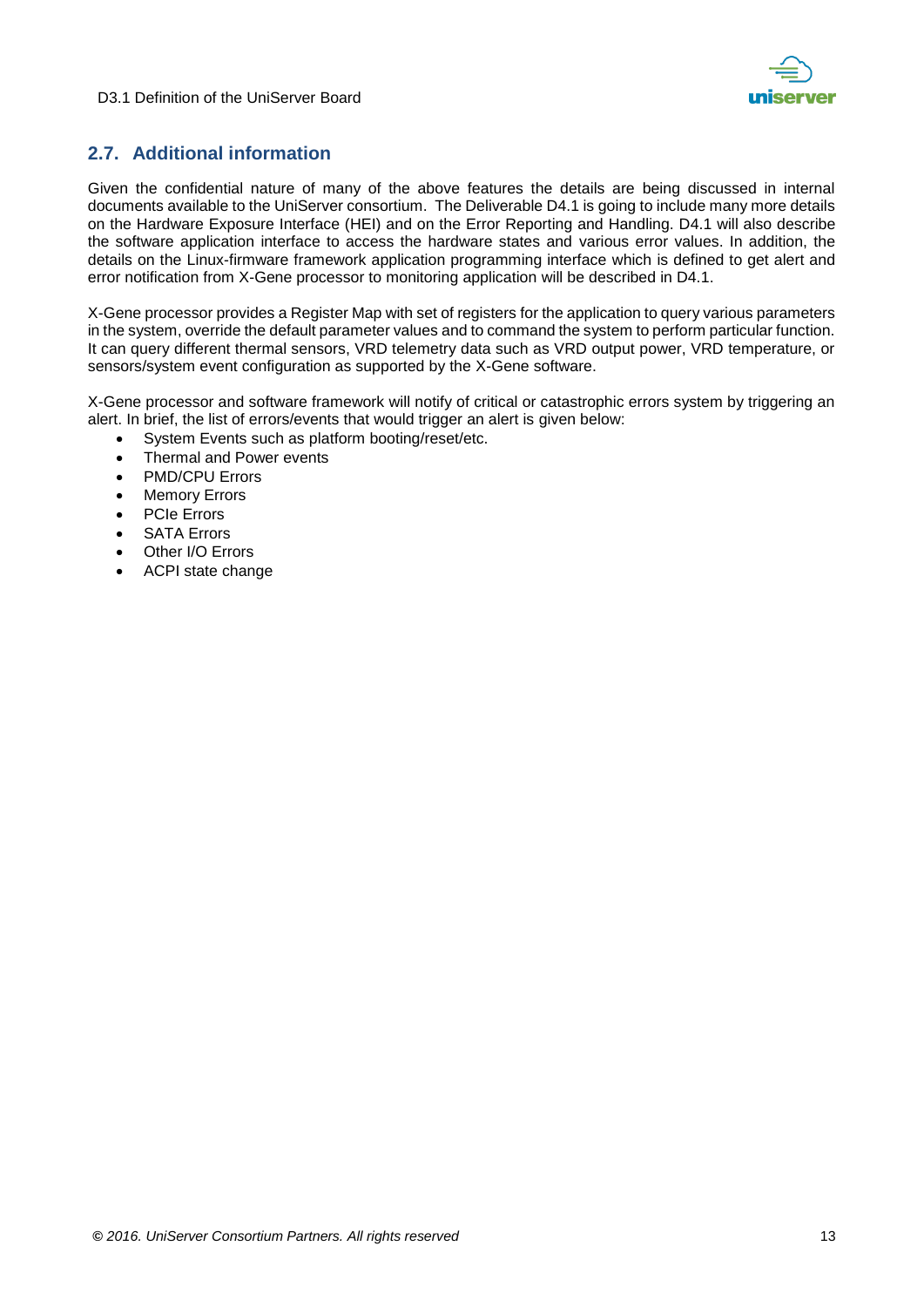## 2.7. Additional information

Given the confidential nature of many of the above features the details are being discussed in internal documents available to the UniServer consortium. The Deliverable D4.1 is going to include many more details on the Hardware Exposure Interface (HEI) and on the Error Reporting and Handling. D4.1 will also describe the software application interface to access the hardware states and various error values. In addition, the details on the Linux-firmware framework application programming interface which is defined to get alert and error notification from X-Gene processor to monitoring application will be described in D4.1.

X-Gene processor provides a Register Map with set of registers for the application to query various parameters in the system, override the default parameter values and to command the system to perform particular function. It can query different thermal sensors, VRD telemetry data such as VRD output power, VRD temperature, or sensors/system event configuration as supported by the X-Gene software.

X-Gene processor and software framework will notify of critical or catastrophic errors system by triggering an alert. In brief, the list of errors/events that would trigger an alert is given below:

- System Events such as platform booting/reset/etc.
- Thermal and Power events
- PMD/CPU Errors
- Memory Errors
- PCIe Errors
- SATA Errors
- Other I/O Errors
- ACPI state change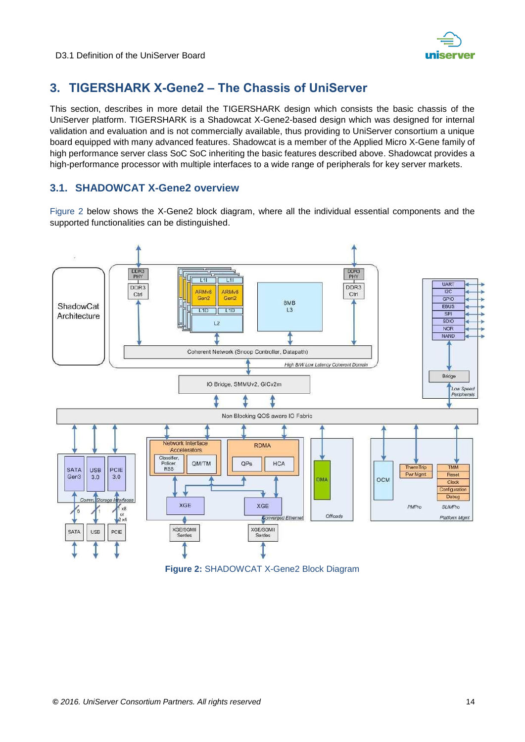## 3. TIGERSHARK X-Gene2 – The Chassis of UniServer

This section, describes in more detail the TIGERSHARK design which consists the basic chassis of the UniServer platform. TIGERSHARK is a Shadowcat X-Gene2-based design which was designed for internal validation and evaluation and is not commercially available, thus providing to UniServer consortium a unique board equipped with many advanced features. Shadowcat is a member of the Applied Micro X-Gene family of high performance server class SoC SoC inheriting the basic features described above. Shadowcat provides a high-performance processor with multiple interfaces to a wide range of peripherals for key server markets.

### 3.1. SHADOWCAT X-Gene2 overview

Figure 2 below shows the X-Gene2 block diagram, where all the individual essential components and the supported functionalities can be distinguished.

**Figure 2:** SHADOWCAT X-Gene2 Block Diagram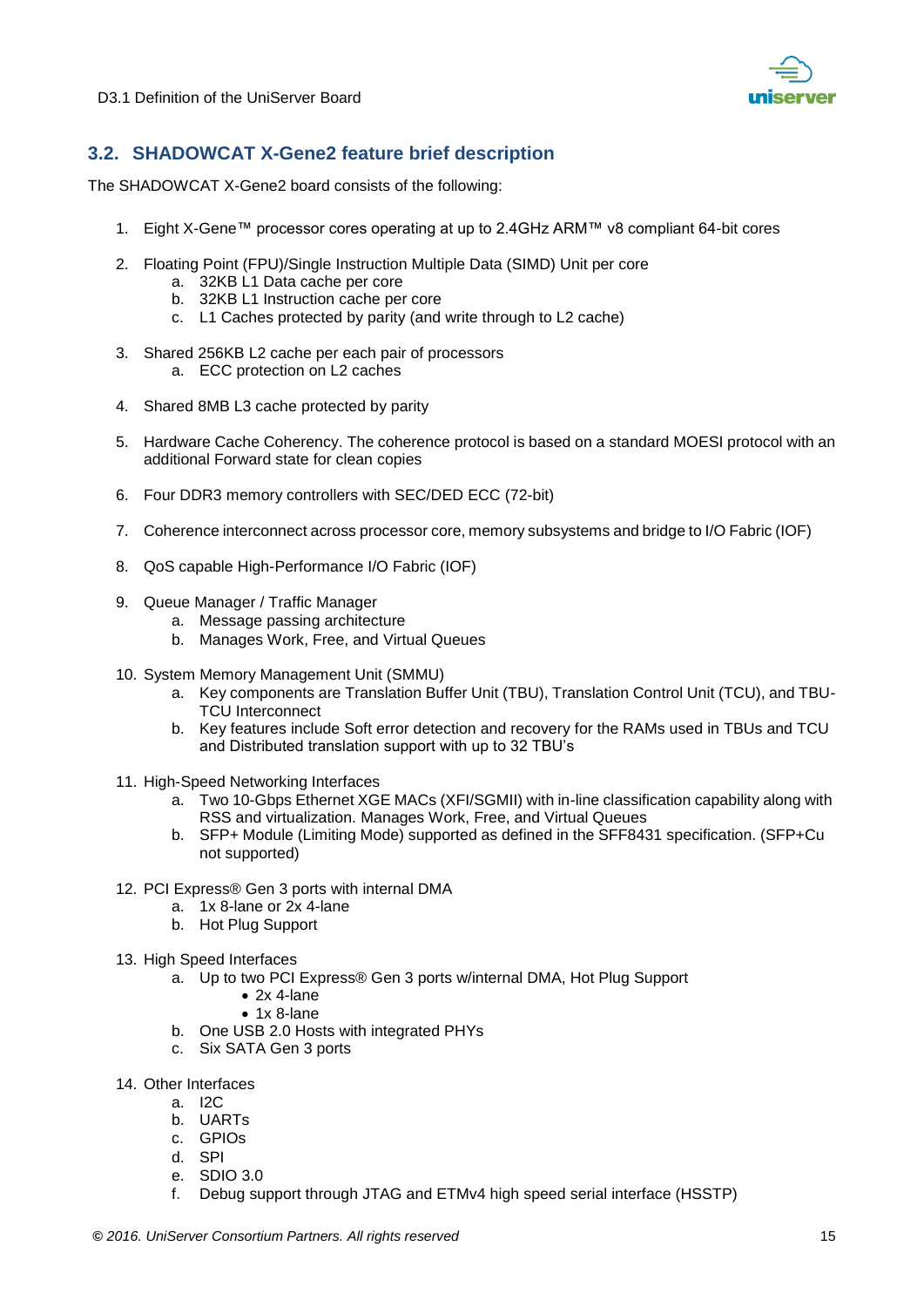## 3.2. SHADOWCAT X-Gene2 feature brief description

The SHADOWCAT X-Gene2 board consists of the following:

1. Eight X-Gene™ processor cores operating at up to 2.4GHz ARM™ v8 compliant 64-bit cores

2. Floating Point (FPU)/Single Instruction Multiple Data (SIMD) Unit per core
   a. 32KB L1 Data cache per core
   b. 32KB L1 Instruction cache per core
   c. L1 Caches protected by parity (and write through to L2 cache)

3. Shared 256KB L2 cache per each pair of processors
   a. ECC protection on L2 caches

4. Shared 8MB L3 cache protected by parity

5. Hardware Cache Coherency. The coherence protocol is based on a standard MOESI protocol with an additional Forward state for clean copies

6. Four DDR3 memory controllers with SEC/DED ECC (72-bit)

7. Coherence interconnect across processor core, memory subsystems and bridge to I/O Fabric (IOF)

8. QoS capable High-Performance I/O Fabric (IOF)

9. Queue Manager / Traffic Manager
   a. Message passing architecture
   b. Manages Work, Free, and Virtual Queues

10. System Memory Management Unit (SMMU)
    a. Key components are Translation Buffer Unit (TBU), Translation Control Unit (TCU), and TBU-TCU Interconnect
    b. Key features include Soft error detection and recovery for the RAMs used in TBUs and TCU and Distributed translation support with up to 32 TBU's

11. High-Speed Networking Interfaces
    a. Two 10-Gbps Ethernet XGE MACs (XFI/SGMII) with in-line classification capability along with RSS and virtualization. Manages Work, Free, and Virtual Queues
    b. SFP+ Module (Limiting Mode) supported as defined in the SFF8431 specification. (SFP+Cu not supported)

12. PCI Express® Gen 3 ports with internal DMA
    a. 1x 8-lane or 2x 4-lane
    b. Hot Plug Support

13. High Speed Interfaces
    a. Up to two PCI Express® Gen 3 ports w/internal DMA, Hot Plug Support
       - 2x 4-lane
       - 1x 8-lane
    b. One USB 2.0 Hosts with integrated PHYs
    c. Six SATA Gen 3 ports

14. Other Interfaces
    a. I2C
    b. UARTs
    c. GPIOs
    d. SPI
    e. SDIO 3.0
    f. Debug support through JTAG and ETMv4 high speed serial interface (HSSTP)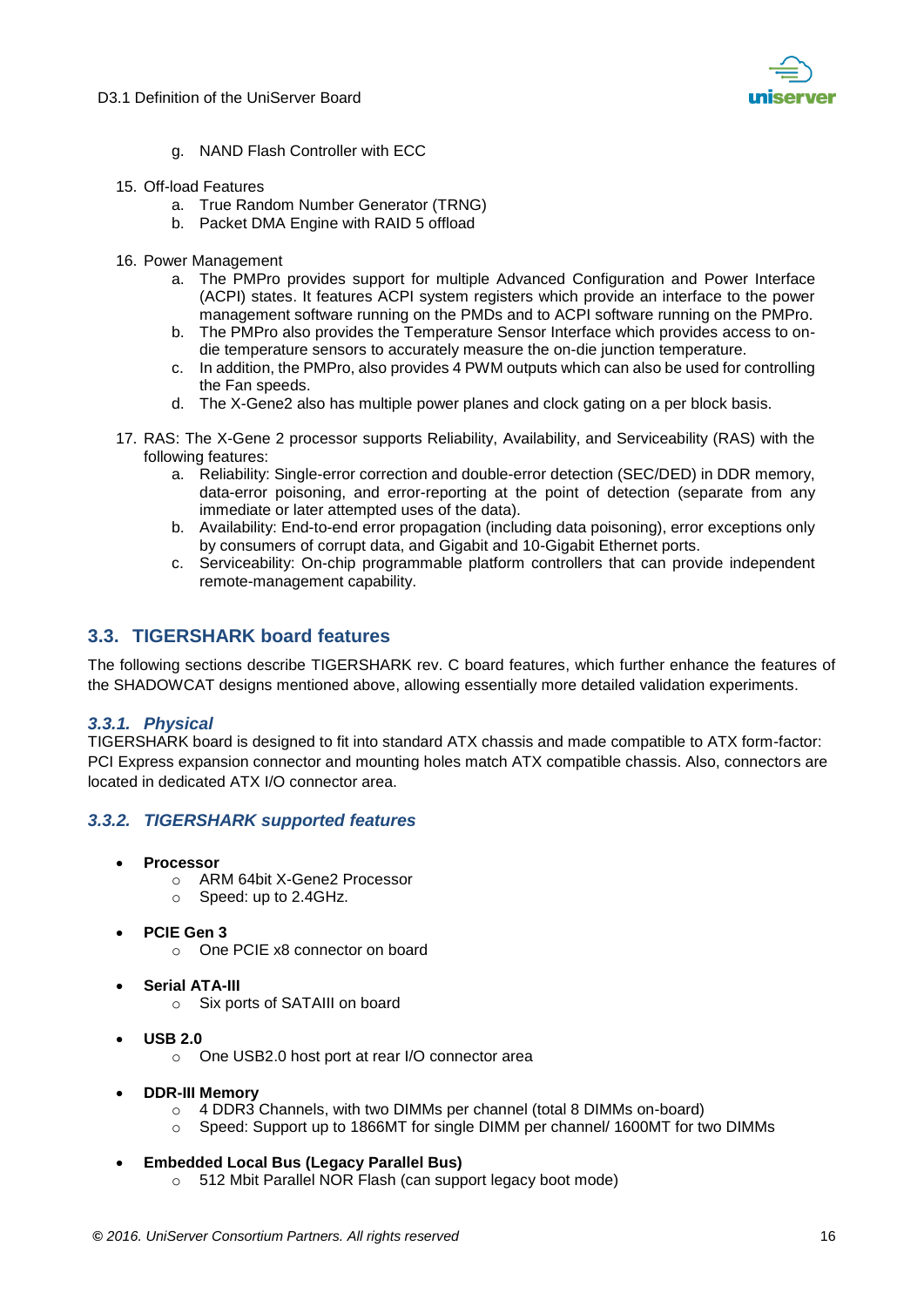g. NAND Flash Controller with ECC

15. Off-load Features
    a. True Random Number Generator (TRNG)
    b. Packet DMA Engine with RAID 5 offload

16. Power Management
    a. The PMPro provides support for multiple Advanced Configuration and Power Interface (ACPI) states. It features ACPI system registers which provide an interface to the power management software running on the PMDs and to ACPI software running on the PMPro.
    b. The PMPro also provides the Temperature Sensor Interface which provides access to on-die temperature sensors to accurately measure the on-die junction temperature.
    c. In addition, the PMPro, also provides 4 PWM outputs which can also be used for controlling the Fan speeds.
    d. The X-Gene2 also has multiple power planes and clock gating on a per block basis.

17. RAS: The X-Gene 2 processor supports Reliability, Availability, and Serviceability (RAS) with the following features:
    a. Reliability: Single-error correction and double-error detection (SEC/DED) in DDR memory, data-error poisoning, and error-reporting at the point of detection (separate from any immediate or later attempted uses of the data).
    b. Availability: End-to-end error propagation (including data poisoning), error exceptions only by consumers of corrupt data, and Gigabit and 10-Gigabit Ethernet ports.
    c. Serviceability: On-chip programmable platform controllers that can provide independent remote-management capability.

## 3.3. TIGERSHARK board features

The following sections describe TIGERSHARK rev. C board features, which further enhance the features of the SHADOWCAT designs mentioned above, allowing essentially more detailed validation experiments.

### *3.3.1. Physical*

TIGERSHARK board is designed to fit into standard ATX chassis and made compatible to ATX form-factor: PCI Express expansion connector and mounting holes match ATX compatible chassis. Also, connectors are located in dedicated ATX I/O connector area.

### *3.3.2. TIGERSHARK supported features*

- **Processor**
    - ARM 64bit X-Gene2 Processor
    - Speed: up to 2.4GHz.
- **PCIE Gen 3**
    - One PCIE x8 connector on board
- **Serial ATA-III**
    - Six ports of SATAIII on board
- **USB 2.0**
    - One USB2.0 host port at rear I/O connector area
- **DDR-III Memory**
    - 4 DDR3 Channels, with two DIMMs per channel (total 8 DIMMs on-board)
    - Speed: Support up to 1866MT for single DIMM per channel/ 1600MT for two DIMMs
- **Embedded Local Bus (Legacy Parallel Bus)**
    - 512 Mbit Parallel NOR Flash (can support legacy boot mode)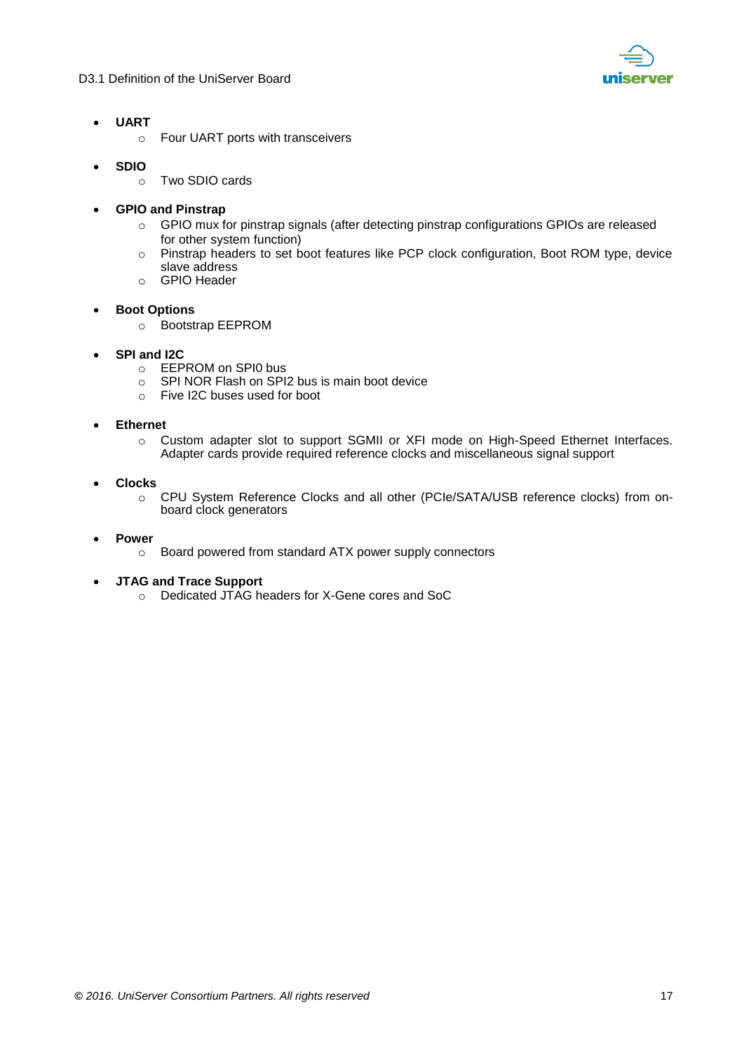- **UART**
  - Four UART ports with transceivers

- **SDIO**
  - Two SDIO cards

- **GPIO and Pinstrap**
  - GPIO mux for pinstrap signals (after detecting pinstrap configurations GPIOs are released for other system function)
  - Pinstrap headers to set boot features like PCP clock configuration, Boot ROM type, device slave address
  - GPIO Header

- **Boot Options**
  - Bootstrap EEPROM

- **SPI and I2C**
  - EEPROM on SPI0 bus
  - SPI NOR Flash on SPI2 bus is main boot device
  - Five I2C buses used for boot

- **Ethernet**
  - Custom adapter slot to support SGMII or XFI mode on High-Speed Ethernet Interfaces. Adapter cards provide required reference clocks and miscellaneous signal support

- **Clocks**
  - CPU System Reference Clocks and all other (PCIe/SATA/USB reference clocks) from on-board clock generators

- **Power**
  - Board powered from standard ATX power supply connectors

- **JTAG and Trace Support**
  - Dedicated JTAG headers for X-Gene cores and SoC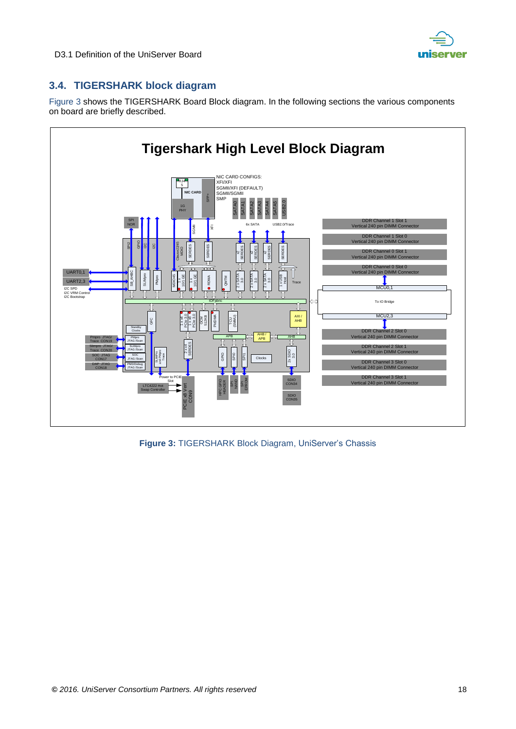## 3.4. TIGERSHARK block diagram

Figure 3 shows the TIGERSHARK Board Block diagram. In the following sections the various components on board are briefly described.

**Figure 3:** TIGERSHARK Block Diagram, UniServer's Chassis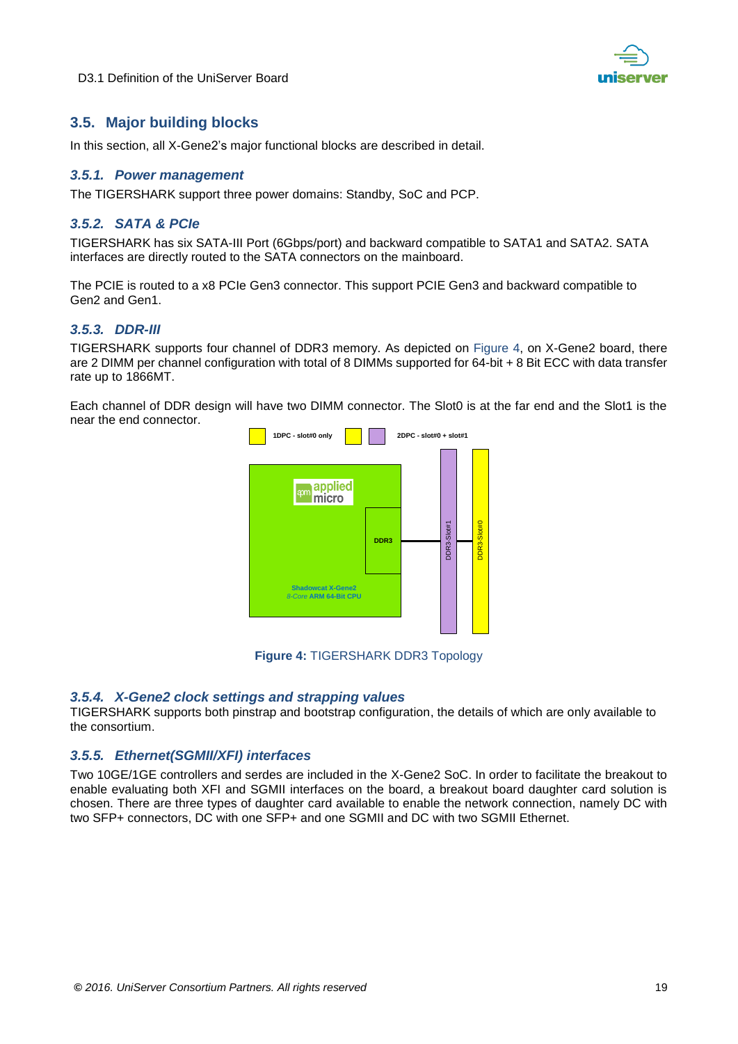## 3.5. Major building blocks

In this section, all X-Gene2's major functional blocks are described in detail.

### 3.5.1. Power management

The TIGERSHARK support three power domains: Standby, SoC and PCP.

### 3.5.2. SATA & PCIe

TIGERSHARK has six SATA-III Port (6Gbps/port) and backward compatible to SATA1 and SATA2. SATA interfaces are directly routed to the SATA connectors on the mainboard.

The PCIE is routed to a x8 PCIe Gen3 connector. This support PCIE Gen3 and backward compatible to Gen2 and Gen1.

### 3.5.3. DDR-III

TIGERSHARK supports four channel of DDR3 memory. As depicted on Figure 4, on X-Gene2 board, there are 2 DIMM per channel configuration with total of 8 DIMMs supported for 64-bit + 8 Bit ECC with data transfer rate up to 1866MT.

Each channel of DDR design will have two DIMM connector. The Slot0 is at the far end and the Slot1 is the near the end connector.

1DPC - slot#0 only | 2DPC - slot#0 + slot#1

applied micro

DDR3

Shadowcat X-Gene2
8-Core ARM 64-Bit CPU

DDR3-Slot#1

DDR3-Slot#0

**Figure 4:** TIGERSHARK DDR3 Topology

### 3.5.4. X-Gene2 clock settings and strapping values

TIGERSHARK supports both pinstrap and bootstrap configuration, the details of which are only available to the consortium.

### 3.5.5. Ethernet(SGMII/XFI) interfaces

Two 10GE/1GE controllers and serdes are included in the X-Gene2 SoC. In order to facilitate the breakout to enable evaluating both XFI and SGMII interfaces on the board, a breakout board daughter card solution is chosen. There are three types of daughter card available to enable the network connection, namely DC with two SFP+ connectors, DC with one SFP+ and one SGMII and DC with two SGMII Ethernet.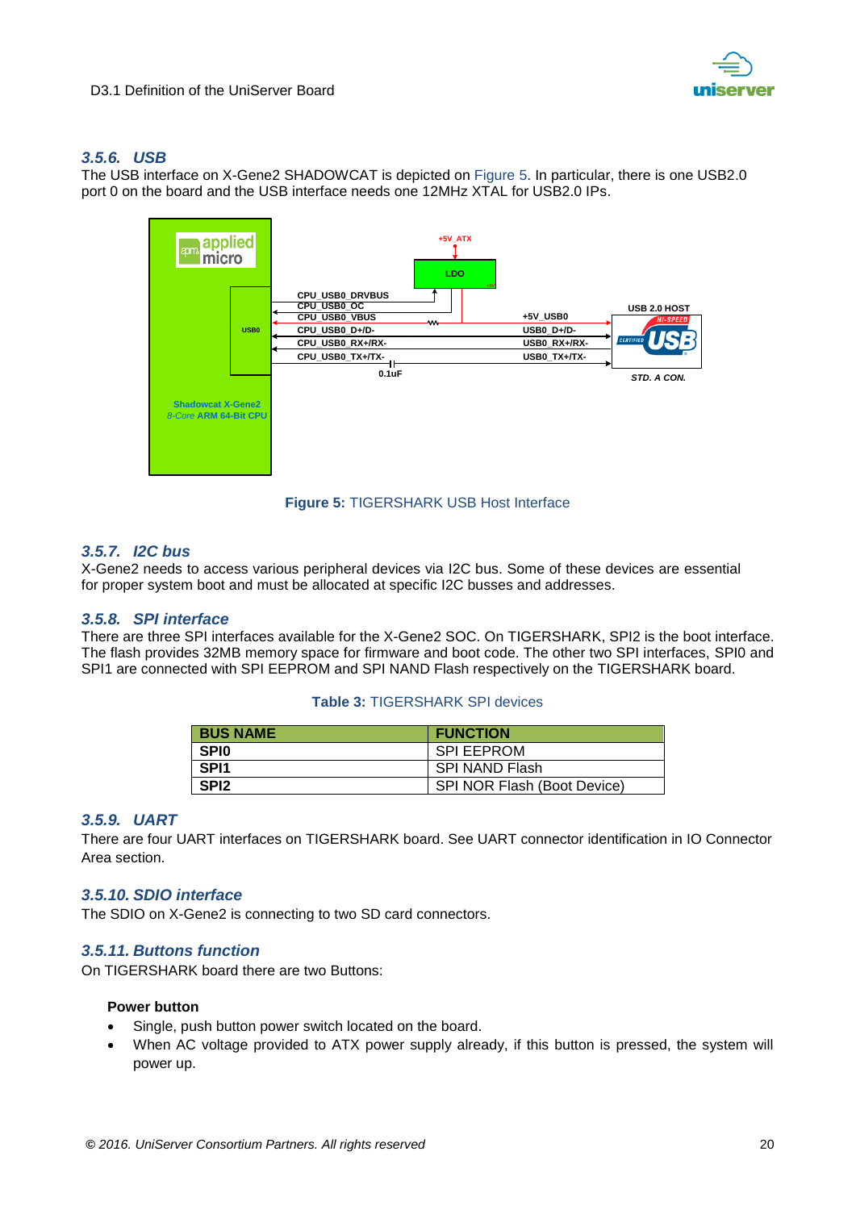### 3.5.6. USB

The USB interface on X-Gene2 SHADOWCAT is depicted on Figure 5. In particular, there is one USB2.0 port 0 on the board and the USB interface needs one 12MHz XTAL for USB2.0 IPs.

**Figure 5:** TIGERSHARK USB Host Interface

### 3.5.7. I2C bus

X-Gene2 needs to access various peripheral devices via I2C bus. Some of these devices are essential for proper system boot and must be allocated at specific I2C busses and addresses.

### 3.5.8. SPI interface

There are three SPI interfaces available for the X-Gene2 SOC. On TIGERSHARK, SPI2 is the boot interface. The flash provides 32MB memory space for firmware and boot code. The other two SPI interfaces, SPI0 and SPI1 are connected with SPI EEPROM and SPI NAND Flash respectively on the TIGERSHARK board.

**Table 3:** TIGERSHARK SPI devices

| BUS NAME | FUNCTION |
|---|---|
| **SPI0** | SPI EEPROM |
| **SPI1** | SPI NAND Flash |
| **SPI2** | SPI NOR Flash (Boot Device) |

### 3.5.9. UART

There are four UART interfaces on TIGERSHARK board. See UART connector identification in IO Connector Area section.

### 3.5.10. SDIO interface

The SDIO on X-Gene2 is connecting to two SD card connectors.

### 3.5.11. Buttons function

On TIGERSHARK board there are two Buttons:

**Power button**

- Single, push button power switch located on the board.
- When AC voltage provided to ATX power supply already, if this button is pressed, the system will power up.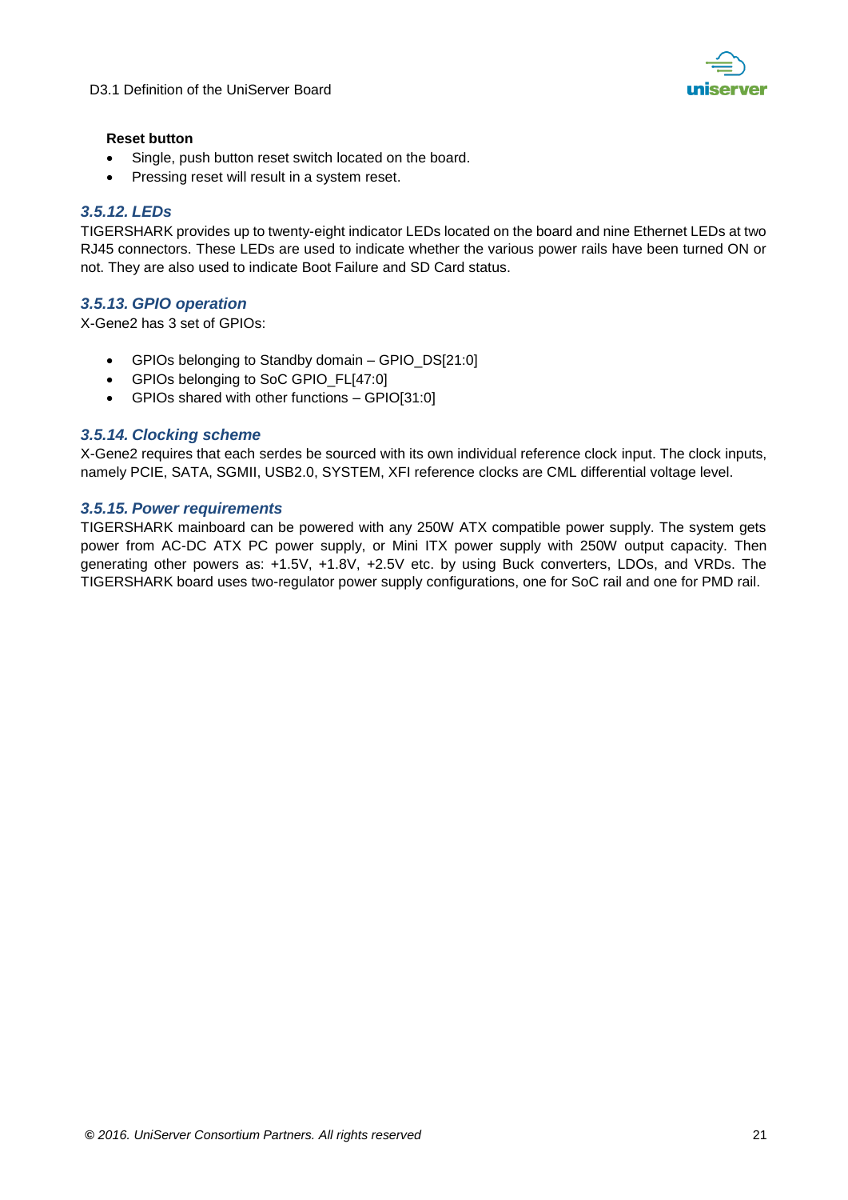**Reset button**

- Single, push button reset switch located on the board.
- Pressing reset will result in a system reset.

### 3.5.12. LEDs

TIGERSHARK provides up to twenty-eight indicator LEDs located on the board and nine Ethernet LEDs at two RJ45 connectors. These LEDs are used to indicate whether the various power rails have been turned ON or not. They are also used to indicate Boot Failure and SD Card status.

### 3.5.13. GPIO operation

X-Gene2 has 3 set of GPIOs:

- GPIOs belonging to Standby domain – GPIO_DS[21:0]
- GPIOs belonging to SoC GPIO_FL[47:0]
- GPIOs shared with other functions – GPIO[31:0]

### 3.5.14. Clocking scheme

X-Gene2 requires that each serdes be sourced with its own individual reference clock input. The clock inputs, namely PCIE, SATA, SGMII, USB2.0, SYSTEM, XFI reference clocks are CML differential voltage level.

### 3.5.15. Power requirements

TIGERSHARK mainboard can be powered with any 250W ATX compatible power supply. The system gets power from AC-DC ATX PC power supply, or Mini ITX power supply with 250W output capacity. Then generating other powers as: +1.5V, +1.8V, +2.5V etc. by using Buck converters, LDOs, and VRDs. The TIGERSHARK board uses two-regulator power supply configurations, one for SoC rail and one for PMD rail.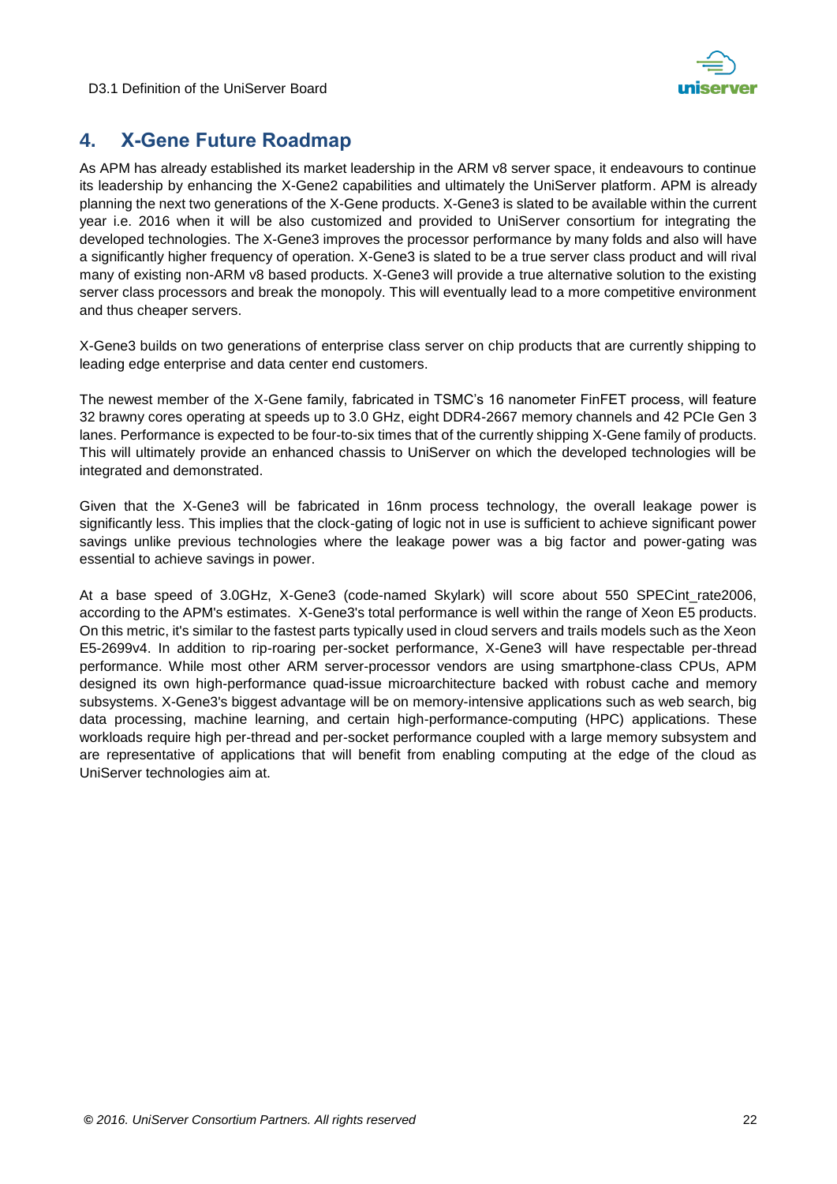# 4. X-Gene Future Roadmap

As APM has already established its market leadership in the ARM v8 server space, it endeavours to continue its leadership by enhancing the X-Gene2 capabilities and ultimately the UniServer platform. APM is already planning the next two generations of the X-Gene products. X-Gene3 is slated to be available within the current year i.e. 2016 when it will be also customized and provided to UniServer consortium for integrating the developed technologies. The X-Gene3 improves the processor performance by many folds and also will have a significantly higher frequency of operation. X-Gene3 is slated to be a true server class product and will rival many of existing non-ARM v8 based products. X-Gene3 will provide a true alternative solution to the existing server class processors and break the monopoly. This will eventually lead to a more competitive environment and thus cheaper servers.

X-Gene3 builds on two generations of enterprise class server on chip products that are currently shipping to leading edge enterprise and data center end customers.

The newest member of the X-Gene family, fabricated in TSMC's 16 nanometer FinFET process, will feature 32 brawny cores operating at speeds up to 3.0 GHz, eight DDR4-2667 memory channels and 42 PCIe Gen 3 lanes. Performance is expected to be four-to-six times that of the currently shipping X-Gene family of products. This will ultimately provide an enhanced chassis to UniServer on which the developed technologies will be integrated and demonstrated.

Given that the X-Gene3 will be fabricated in 16nm process technology, the overall leakage power is significantly less. This implies that the clock-gating of logic not in use is sufficient to achieve significant power savings unlike previous technologies where the leakage power was a big factor and power-gating was essential to achieve savings in power.

At a base speed of 3.0GHz, X-Gene3 (code-named Skylark) will score about 550 SPECint_rate2006, according to the APM's estimates. X-Gene3's total performance is well within the range of Xeon E5 products. On this metric, it's similar to the fastest parts typically used in cloud servers and trails models such as the Xeon E5-2699v4. In addition to rip-roaring per-socket performance, X-Gene3 will have respectable per-thread performance. While most other ARM server-processor vendors are using smartphone-class CPUs, APM designed its own high-performance quad-issue microarchitecture backed with robust cache and memory subsystems. X-Gene3's biggest advantage will be on memory-intensive applications such as web search, big data processing, machine learning, and certain high-performance-computing (HPC) applications. These workloads require high per-thread and per-socket performance coupled with a large memory subsystem and are representative of applications that will benefit from enabling computing at the edge of the cloud as UniServer technologies aim at.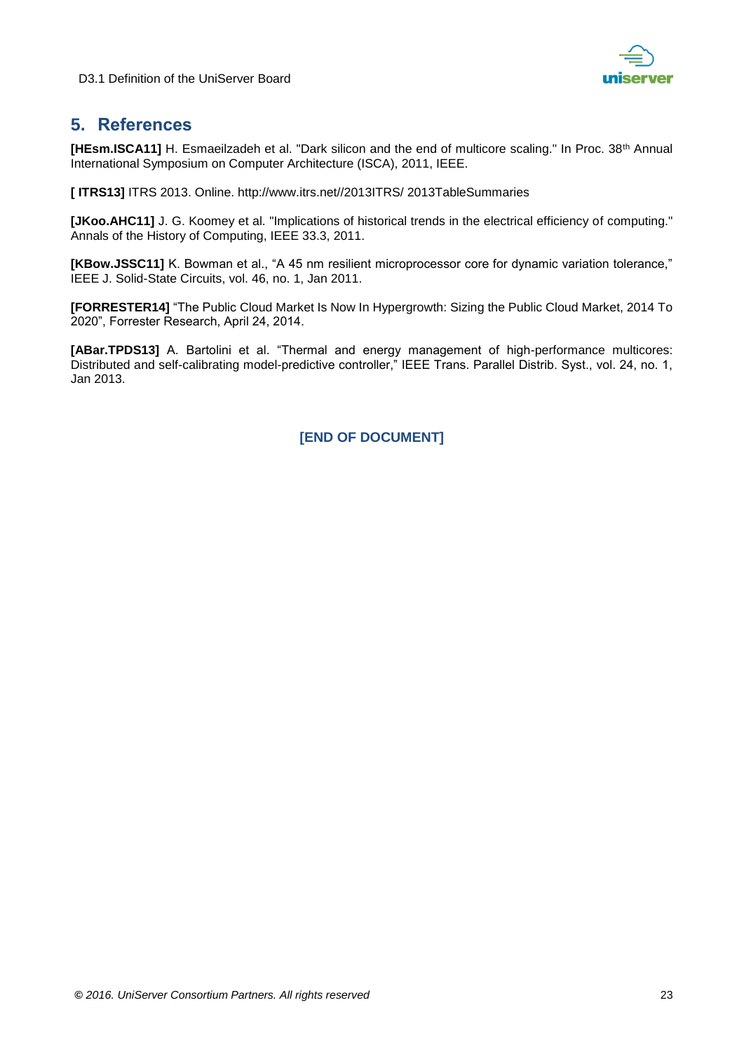## 5. References

**[HEsm.ISCA11]** H. Esmaeilzadeh et al. "Dark silicon and the end of multicore scaling." In Proc. 38th Annual International Symposium on Computer Architecture (ISCA), 2011, IEEE.

**[ ITRS13]** ITRS 2013. Online. http://www.itrs.net//2013ITRS/ 2013TableSummaries

**[JKoo.AHC11]** J. G. Koomey et al. "Implications of historical trends in the electrical efficiency of computing." Annals of the History of Computing, IEEE 33.3, 2011.

**[KBow.JSSC11]** K. Bowman et al., "A 45 nm resilient microprocessor core for dynamic variation tolerance," IEEE J. Solid-State Circuits, vol. 46, no. 1, Jan 2011.

**[FORRESTER14]** "The Public Cloud Market Is Now In Hypergrowth: Sizing the Public Cloud Market, 2014 To 2020", Forrester Research, April 24, 2014.

**[ABar.TPDS13]** A. Bartolini et al. "Thermal and energy management of high-performance multicores: Distributed and self-calibrating model-predictive controller," IEEE Trans. Parallel Distrib. Syst., vol. 24, no. 1, Jan 2013.

**[END OF DOCUMENT]**